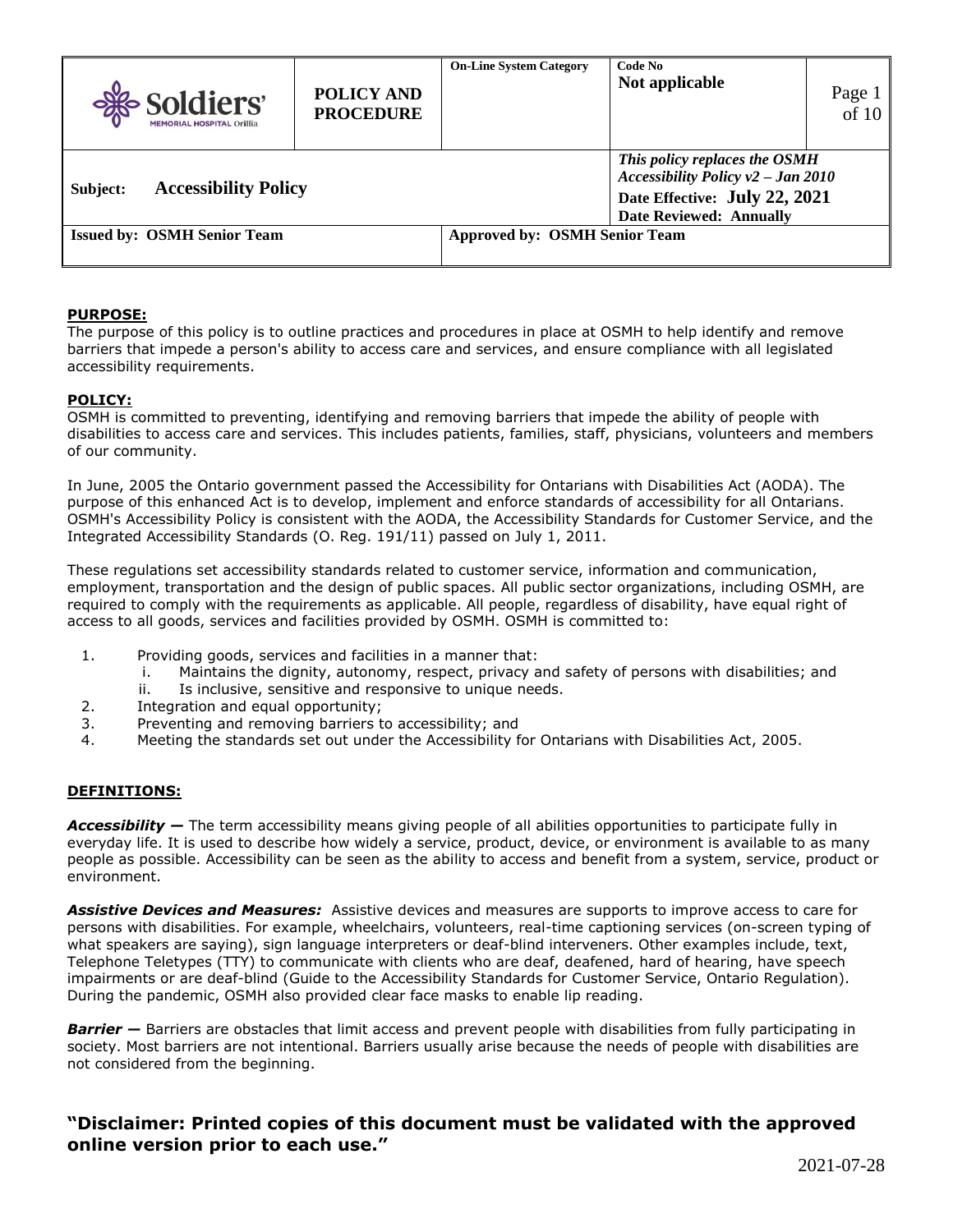| Soldiers' MEMORIAL HOSPITAL Orillia | POLICY AND PROCEDURE | On-Line System Category | Code No<br>Not applicable | Page 1 of 10 |
|---|---|---|---|---|
| Subject: **Accessibility Policy** | | | *This policy replaces the OSMH Accessibility Policy v2 – Jan 2010*<br>Date Effective: **July 22, 2021**<br>Date Reviewed: Annually | |
| Issued by: OSMH Senior Team | | Approved by: OSMH Senior Team | | |

## PURPOSE:

The purpose of this policy is to outline practices and procedures in place at OSMH to help identify and remove barriers that impede a person's ability to access care and services, and ensure compliance with all legislated accessibility requirements.

## POLICY:

OSMH is committed to preventing, identifying and removing barriers that impede the ability of people with disabilities to access care and services. This includes patients, families, staff, physicians, volunteers and members of our community.

In June, 2005 the Ontario government passed the Accessibility for Ontarians with Disabilities Act (AODA). The purpose of this enhanced Act is to develop, implement and enforce standards of accessibility for all Ontarians. OSMH's Accessibility Policy is consistent with the AODA, the Accessibility Standards for Customer Service, and the Integrated Accessibility Standards (O. Reg. 191/11) passed on July 1, 2011.

These regulations set accessibility standards related to customer service, information and communication, employment, transportation and the design of public spaces. All public sector organizations, including OSMH, are required to comply with the requirements as applicable. All people, regardless of disability, have equal right of access to all goods, services and facilities provided by OSMH. OSMH is committed to:

1. Providing goods, services and facilities in a manner that:
   i. Maintains the dignity, autonomy, respect, privacy and safety of persons with disabilities; and
   ii. Is inclusive, sensitive and responsive to unique needs.
2. Integration and equal opportunity;
3. Preventing and removing barriers to accessibility; and
4. Meeting the standards set out under the Accessibility for Ontarians with Disabilities Act, 2005.

## DEFINITIONS:

***Accessibility —*** The term accessibility means giving people of all abilities opportunities to participate fully in everyday life. It is used to describe how widely a service, product, device, or environment is available to as many people as possible. Accessibility can be seen as the ability to access and benefit from a system, service, product or environment.

***Assistive Devices and Measures:*** Assistive devices and measures are supports to improve access to care for persons with disabilities. For example, wheelchairs, volunteers, real-time captioning services (on-screen typing of what speakers are saying), sign language interpreters or deaf-blind interveners. Other examples include, text, Telephone Teletypes (TTY) to communicate with clients who are deaf, deafened, hard of hearing, have speech impairments or are deaf-blind (Guide to the Accessibility Standards for Customer Service, Ontario Regulation). During the pandemic, OSMH also provided clear face masks to enable lip reading.

***Barrier —*** Barriers are obstacles that limit access and prevent people with disabilities from fully participating in society. Most barriers are not intentional. Barriers usually arise because the needs of people with disabilities are not considered from the beginning.

**"Disclaimer: Printed copies of this document must be validated with the approved online version prior to each use."**

2021-07-28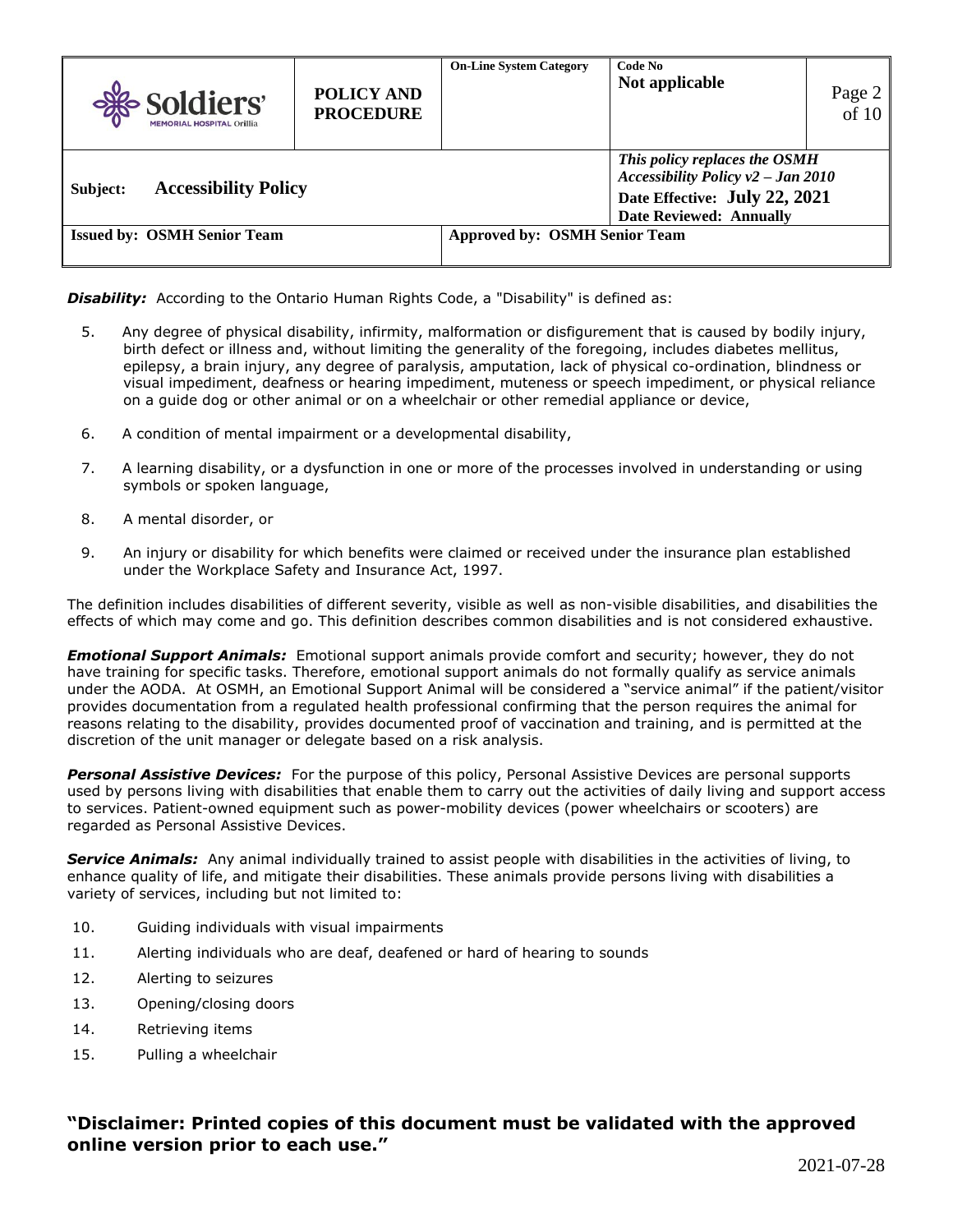***Disability:*** According to the Ontario Human Rights Code, a "Disability" is defined as:

5. Any degree of physical disability, infirmity, malformation or disfigurement that is caused by bodily injury, birth defect or illness and, without limiting the generality of the foregoing, includes diabetes mellitus, epilepsy, a brain injury, any degree of paralysis, amputation, lack of physical co-ordination, blindness or visual impediment, deafness or hearing impediment, muteness or speech impediment, or physical reliance on a guide dog or other animal or on a wheelchair or other remedial appliance or device,
6. A condition of mental impairment or a developmental disability,
7. A learning disability, or a dysfunction in one or more of the processes involved in understanding or using symbols or spoken language,
8. A mental disorder, or
9. An injury or disability for which benefits were claimed or received under the insurance plan established under the Workplace Safety and Insurance Act, 1997.

The definition includes disabilities of different severity, visible as well as non-visible disabilities, and disabilities the effects of which may come and go. This definition describes common disabilities and is not considered exhaustive.

***Emotional Support Animals:*** Emotional support animals provide comfort and security; however, they do not have training for specific tasks. Therefore, emotional support animals do not formally qualify as service animals under the AODA. At OSMH, an Emotional Support Animal will be considered a "service animal" if the patient/visitor provides documentation from a regulated health professional confirming that the person requires the animal for reasons relating to the disability, provides documented proof of vaccination and training, and is permitted at the discretion of the unit manager or delegate based on a risk analysis.

***Personal Assistive Devices:*** For the purpose of this policy, Personal Assistive Devices are personal supports used by persons living with disabilities that enable them to carry out the activities of daily living and support access to services. Patient-owned equipment such as power-mobility devices (power wheelchairs or scooters) are regarded as Personal Assistive Devices.

***Service Animals:*** Any animal individually trained to assist people with disabilities in the activities of living, to enhance quality of life, and mitigate their disabilities. These animals provide persons living with disabilities a variety of services, including but not limited to:

10. Guiding individuals with visual impairments
11. Alerting individuals who are deaf, deafened or hard of hearing to sounds
12. Alerting to seizures
13. Opening/closing doors
14. Retrieving items
15. Pulling a wheelchair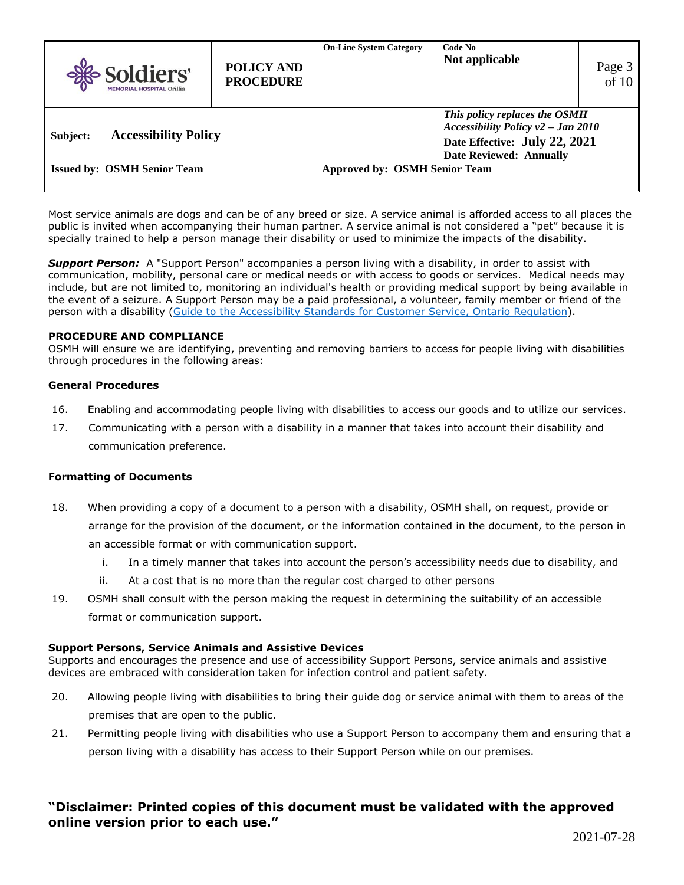Most service animals are dogs and can be of any breed or size. A service animal is afforded access to all places the public is invited when accompanying their human partner. A service animal is not considered a "pet" because it is specially trained to help a person manage their disability or used to minimize the impacts of the disability.

***Support Person:*** A "Support Person" accompanies a person living with a disability, in order to assist with communication, mobility, personal care or medical needs or with access to goods or services. Medical needs may include, but are not limited to, monitoring an individual's health or providing medical support by being available in the event of a seizure. A Support Person may be a paid professional, a volunteer, family member or friend of the person with a disability (Guide to the Accessibility Standards for Customer Service, Ontario Regulation).

**PROCEDURE AND COMPLIANCE**

OSMH will ensure we are identifying, preventing and removing barriers to access for people living with disabilities through procedures in the following areas:

**General Procedures**

16. Enabling and accommodating people living with disabilities to access our goods and to utilize our services.
17. Communicating with a person with a disability in a manner that takes into account their disability and communication preference.

**Formatting of Documents**

18. When providing a copy of a document to a person with a disability, OSMH shall, on request, provide or arrange for the provision of the document, or the information contained in the document, to the person in an accessible format or with communication support.
    i. In a timely manner that takes into account the person's accessibility needs due to disability, and
    ii. At a cost that is no more than the regular cost charged to other persons
19. OSMH shall consult with the person making the request in determining the suitability of an accessible format or communication support.

**Support Persons, Service Animals and Assistive Devices**

Supports and encourages the presence and use of accessibility Support Persons, service animals and assistive devices are embraced with consideration taken for infection control and patient safety.

20. Allowing people living with disabilities to bring their guide dog or service animal with them to areas of the premises that are open to the public.
21. Permitting people living with disabilities who use a Support Person to accompany them and ensuring that a person living with a disability has access to their Support Person while on our premises.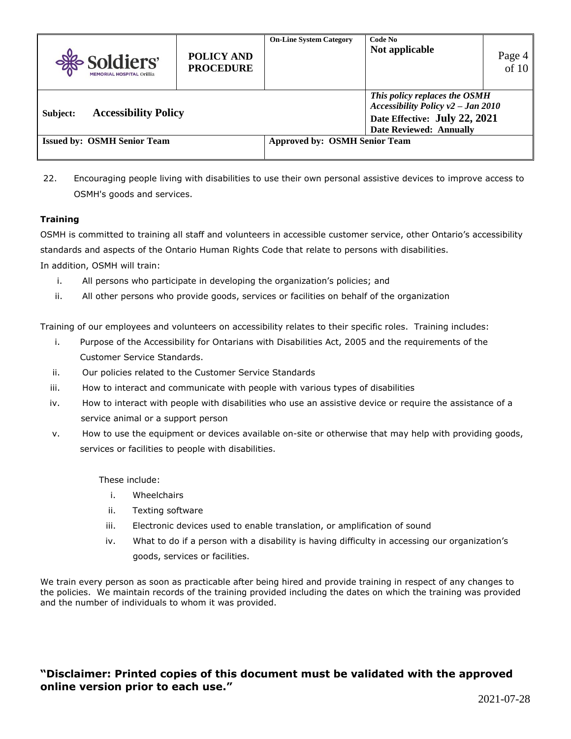22. Encouraging people living with disabilities to use their own personal assistive devices to improve access to OSMH's goods and services.

**Training**

OSMH is committed to training all staff and volunteers in accessible customer service, other Ontario's accessibility standards and aspects of the Ontario Human Rights Code that relate to persons with disabilities.

In addition, OSMH will train:

i. All persons who participate in developing the organization's policies; and
ii. All other persons who provide goods, services or facilities on behalf of the organization

Training of our employees and volunteers on accessibility relates to their specific roles. Training includes:

i. Purpose of the Accessibility for Ontarians with Disabilities Act, 2005 and the requirements of the Customer Service Standards.
ii. Our policies related to the Customer Service Standards
iii. How to interact and communicate with people with various types of disabilities
iv. How to interact with people with disabilities who use an assistive device or require the assistance of a service animal or a support person
v. How to use the equipment or devices available on-site or otherwise that may help with providing goods, services or facilities to people with disabilities.

These include:

i. Wheelchairs
ii. Texting software
iii. Electronic devices used to enable translation, or amplification of sound
iv. What to do if a person with a disability is having difficulty in accessing our organization's goods, services or facilities.

We train every person as soon as practicable after being hired and provide training in respect of any changes to the policies. We maintain records of the training provided including the dates on which the training was provided and the number of individuals to whom it was provided.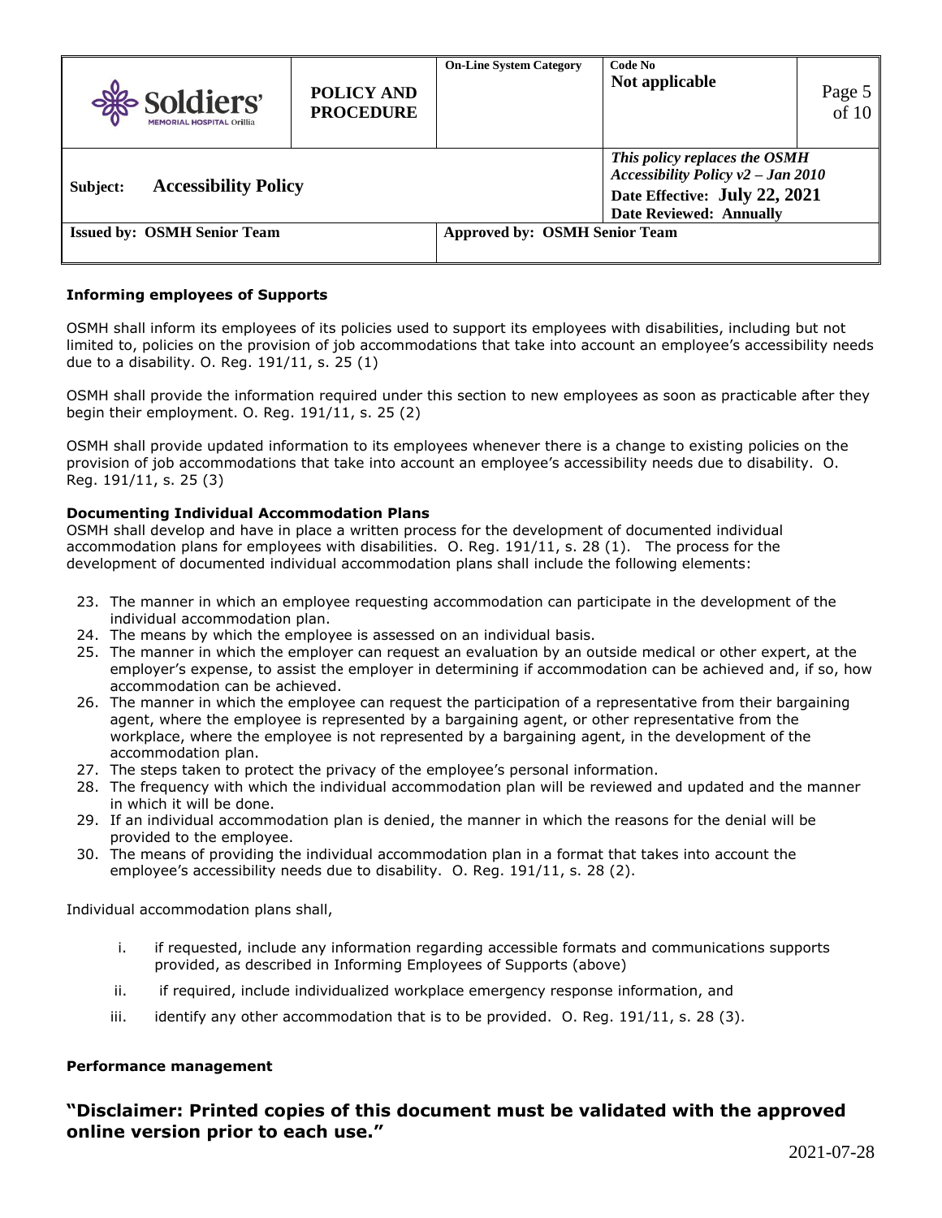**Informing employees of Supports**

OSMH shall inform its employees of its policies used to support its employees with disabilities, including but not limited to, policies on the provision of job accommodations that take into account an employee's accessibility needs due to a disability. O. Reg. 191/11, s. 25 (1)

OSMH shall provide the information required under this section to new employees as soon as practicable after they begin their employment. O. Reg. 191/11, s. 25 (2)

OSMH shall provide updated information to its employees whenever there is a change to existing policies on the provision of job accommodations that take into account an employee's accessibility needs due to disability. O. Reg. 191/11, s. 25 (3)

**Documenting Individual Accommodation Plans**

OSMH shall develop and have in place a written process for the development of documented individual accommodation plans for employees with disabilities. O. Reg. 191/11, s. 28 (1). The process for the development of documented individual accommodation plans shall include the following elements:

23. The manner in which an employee requesting accommodation can participate in the development of the individual accommodation plan.
24. The means by which the employee is assessed on an individual basis.
25. The manner in which the employer can request an evaluation by an outside medical or other expert, at the employer's expense, to assist the employer in determining if accommodation can be achieved and, if so, how accommodation can be achieved.
26. The manner in which the employee can request the participation of a representative from their bargaining agent, where the employee is represented by a bargaining agent, or other representative from the workplace, where the employee is not represented by a bargaining agent, in the development of the accommodation plan.
27. The steps taken to protect the privacy of the employee's personal information.
28. The frequency with which the individual accommodation plan will be reviewed and updated and the manner in which it will be done.
29. If an individual accommodation plan is denied, the manner in which the reasons for the denial will be provided to the employee.
30. The means of providing the individual accommodation plan in a format that takes into account the employee's accessibility needs due to disability. O. Reg. 191/11, s. 28 (2).

Individual accommodation plans shall,

i. if requested, include any information regarding accessible formats and communications supports provided, as described in Informing Employees of Supports (above)

ii. if required, include individualized workplace emergency response information, and

iii. identify any other accommodation that is to be provided. O. Reg. 191/11, s. 28 (3).

**Performance management**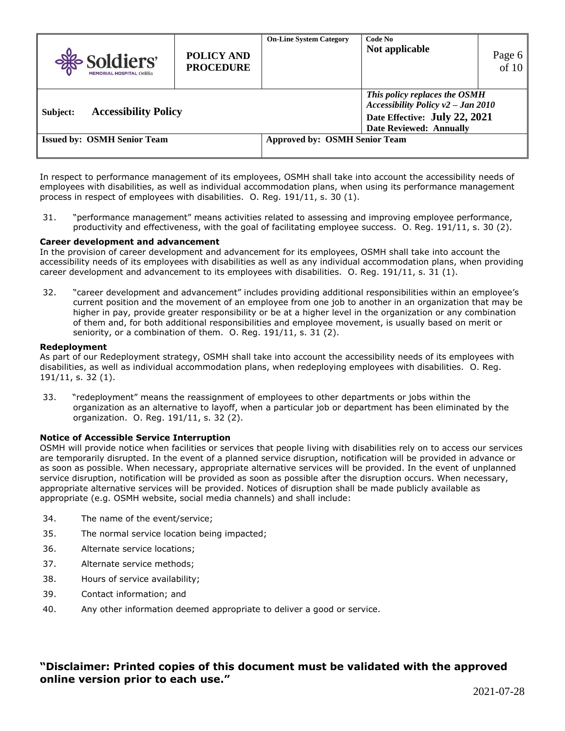In respect to performance management of its employees, OSMH shall take into account the accessibility needs of employees with disabilities, as well as individual accommodation plans, when using its performance management process in respect of employees with disabilities. O. Reg. 191/11, s. 30 (1).

31. "performance management" means activities related to assessing and improving employee performance, productivity and effectiveness, with the goal of facilitating employee success. O. Reg. 191/11, s. 30 (2).

**Career development and advancement**

In the provision of career development and advancement for its employees, OSMH shall take into account the accessibility needs of its employees with disabilities as well as any individual accommodation plans, when providing career development and advancement to its employees with disabilities. O. Reg. 191/11, s. 31 (1).

32. "career development and advancement" includes providing additional responsibilities within an employee's current position and the movement of an employee from one job to another in an organization that may be higher in pay, provide greater responsibility or be at a higher level in the organization or any combination of them and, for both additional responsibilities and employee movement, is usually based on merit or seniority, or a combination of them. O. Reg. 191/11, s. 31 (2).

**Redeployment**

As part of our Redeployment strategy, OSMH shall take into account the accessibility needs of its employees with disabilities, as well as individual accommodation plans, when redeploying employees with disabilities. O. Reg. 191/11, s. 32 (1).

33. "redeployment" means the reassignment of employees to other departments or jobs within the organization as an alternative to layoff, when a particular job or department has been eliminated by the organization. O. Reg. 191/11, s. 32 (2).

**Notice of Accessible Service Interruption**

OSMH will provide notice when facilities or services that people living with disabilities rely on to access our services are temporarily disrupted. In the event of a planned service disruption, notification will be provided in advance or as soon as possible. When necessary, appropriate alternative services will be provided. In the event of unplanned service disruption, notification will be provided as soon as possible after the disruption occurs. When necessary, appropriate alternative services will be provided. Notices of disruption shall be made publicly available as appropriate (e.g. OSMH website, social media channels) and shall include:

34. The name of the event/service;
35. The normal service location being impacted;
36. Alternate service locations;
37. Alternate service methods;
38. Hours of service availability;
39. Contact information; and
40. Any other information deemed appropriate to deliver a good or service.

**"Disclaimer: Printed copies of this document must be validated with the approved online version prior to each use."**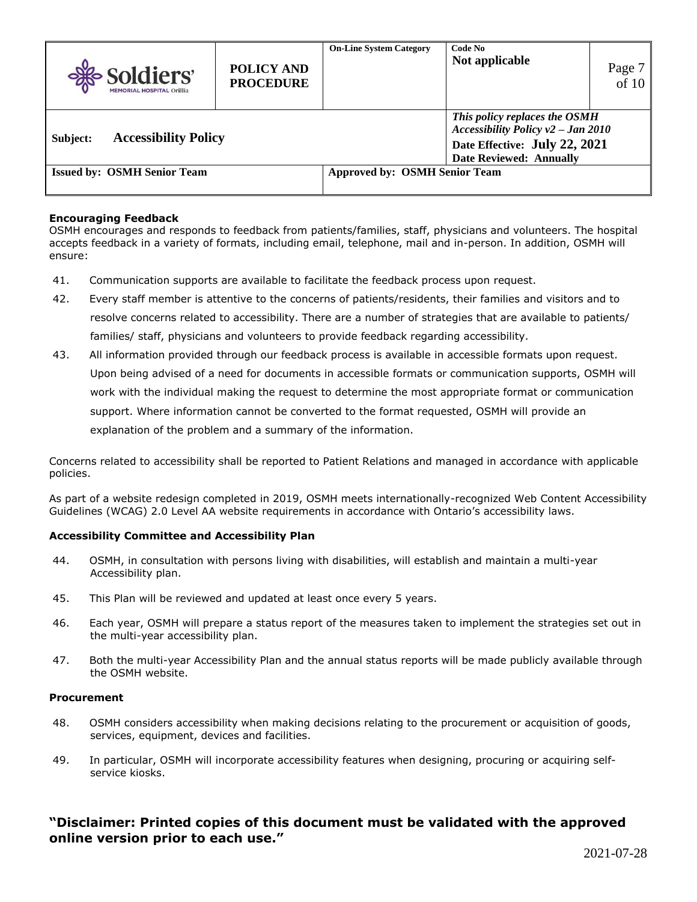### Encouraging Feedback

OSMH encourages and responds to feedback from patients/families, staff, physicians and volunteers. The hospital accepts feedback in a variety of formats, including email, telephone, mail and in-person. In addition, OSMH will ensure:

41. Communication supports are available to facilitate the feedback process upon request.
42. Every staff member is attentive to the concerns of patients/residents, their families and visitors and to resolve concerns related to accessibility. There are a number of strategies that are available to patients/ families/ staff, physicians and volunteers to provide feedback regarding accessibility.
43. All information provided through our feedback process is available in accessible formats upon request. Upon being advised of a need for documents in accessible formats or communication supports, OSMH will work with the individual making the request to determine the most appropriate format or communication support. Where information cannot be converted to the format requested, OSMH will provide an explanation of the problem and a summary of the information.

Concerns related to accessibility shall be reported to Patient Relations and managed in accordance with applicable policies.

As part of a website redesign completed in 2019, OSMH meets internationally-recognized Web Content Accessibility Guidelines (WCAG) 2.0 Level AA website requirements in accordance with Ontario's accessibility laws.

### Accessibility Committee and Accessibility Plan

44. OSMH, in consultation with persons living with disabilities, will establish and maintain a multi-year Accessibility plan.
45. This Plan will be reviewed and updated at least once every 5 years.
46. Each year, OSMH will prepare a status report of the measures taken to implement the strategies set out in the multi-year accessibility plan.
47. Both the multi-year Accessibility Plan and the annual status reports will be made publicly available through the OSMH website.

### Procurement

48. OSMH considers accessibility when making decisions relating to the procurement or acquisition of goods, services, equipment, devices and facilities.
49. In particular, OSMH will incorporate accessibility features when designing, procuring or acquiring self-service kiosks.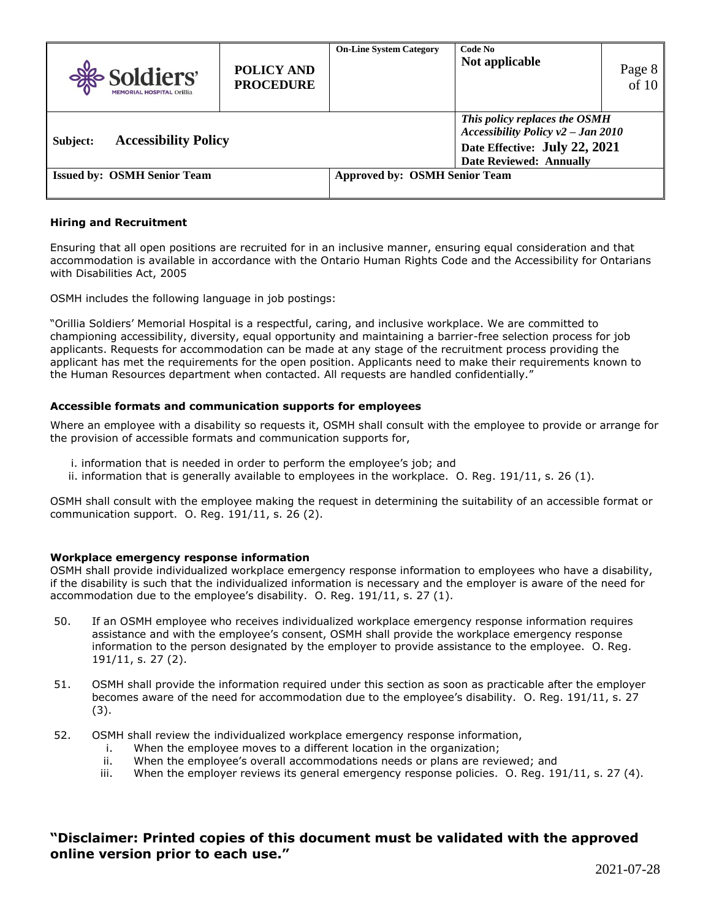### Hiring and Recruitment

Ensuring that all open positions are recruited for in an inclusive manner, ensuring equal consideration and that accommodation is available in accordance with the Ontario Human Rights Code and the Accessibility for Ontarians with Disabilities Act, 2005

OSMH includes the following language in job postings:

"Orillia Soldiers' Memorial Hospital is a respectful, caring, and inclusive workplace. We are committed to championing accessibility, diversity, equal opportunity and maintaining a barrier-free selection process for job applicants. Requests for accommodation can be made at any stage of the recruitment process providing the applicant has met the requirements for the open position. Applicants need to make their requirements known to the Human Resources department when contacted. All requests are handled confidentially."

### Accessible formats and communication supports for employees

Where an employee with a disability so requests it, OSMH shall consult with the employee to provide or arrange for the provision of accessible formats and communication supports for,

i. information that is needed in order to perform the employee's job; and
ii. information that is generally available to employees in the workplace. O. Reg. 191/11, s. 26 (1).

OSMH shall consult with the employee making the request in determining the suitability of an accessible format or communication support. O. Reg. 191/11, s. 26 (2).

### Workplace emergency response information

OSMH shall provide individualized workplace emergency response information to employees who have a disability, if the disability is such that the individualized information is necessary and the employer is aware of the need for accommodation due to the employee's disability. O. Reg. 191/11, s. 27 (1).

50. If an OSMH employee who receives individualized workplace emergency response information requires assistance and with the employee's consent, OSMH shall provide the workplace emergency response information to the person designated by the employer to provide assistance to the employee. O. Reg. 191/11, s. 27 (2).

51. OSMH shall provide the information required under this section as soon as practicable after the employer becomes aware of the need for accommodation due to the employee's disability. O. Reg. 191/11, s. 27 (3).

52. OSMH shall review the individualized workplace emergency response information,
    i. When the employee moves to a different location in the organization;
    ii. When the employee's overall accommodations needs or plans are reviewed; and
    iii. When the employer reviews its general emergency response policies. O. Reg. 191/11, s. 27 (4).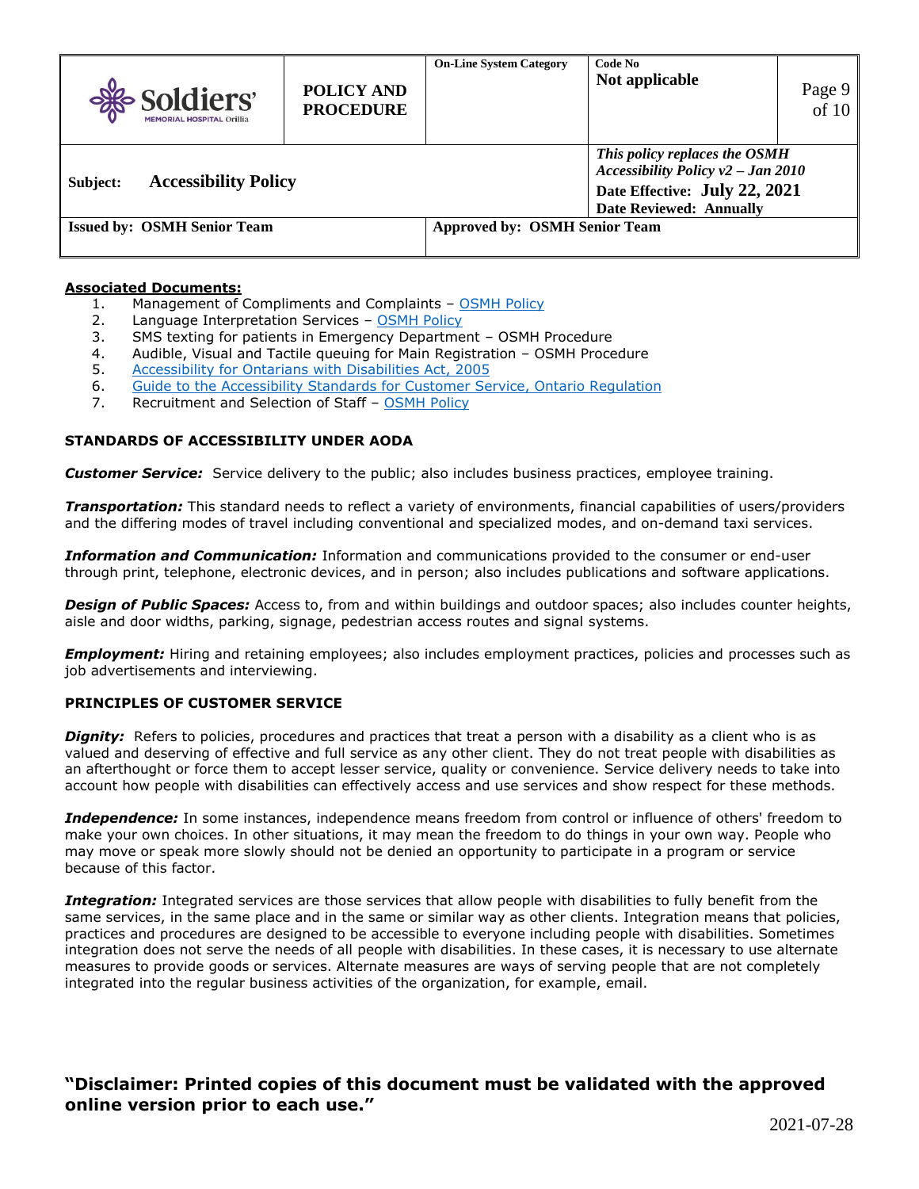**Associated Documents:**

1. Management of Compliments and Complaints – OSMH Policy
2. Language Interpretation Services – OSMH Policy
3. SMS texting for patients in Emergency Department – OSMH Procedure
4. Audible, Visual and Tactile queuing for Main Registration – OSMH Procedure
5. Accessibility for Ontarians with Disabilities Act, 2005
6. Guide to the Accessibility Standards for Customer Service, Ontario Regulation
7. Recruitment and Selection of Staff – OSMH Policy

**STANDARDS OF ACCESSIBILITY UNDER AODA**

***Customer Service:*** Service delivery to the public; also includes business practices, employee training.

***Transportation:*** This standard needs to reflect a variety of environments, financial capabilities of users/providers and the differing modes of travel including conventional and specialized modes, and on-demand taxi services.

***Information and Communication:*** Information and communications provided to the consumer or end-user through print, telephone, electronic devices, and in person; also includes publications and software applications.

***Design of Public Spaces:*** Access to, from and within buildings and outdoor spaces; also includes counter heights, aisle and door widths, parking, signage, pedestrian access routes and signal systems.

***Employment:*** Hiring and retaining employees; also includes employment practices, policies and processes such as job advertisements and interviewing.

**PRINCIPLES OF CUSTOMER SERVICE**

***Dignity:*** Refers to policies, procedures and practices that treat a person with a disability as a client who is as valued and deserving of effective and full service as any other client. They do not treat people with disabilities as an afterthought or force them to accept lesser service, quality or convenience. Service delivery needs to take into account how people with disabilities can effectively access and use services and show respect for these methods.

***Independence:*** In some instances, independence means freedom from control or influence of others' freedom to make your own choices. In other situations, it may mean the freedom to do things in your own way. People who may move or speak more slowly should not be denied an opportunity to participate in a program or service because of this factor.

***Integration:*** Integrated services are those services that allow people with disabilities to fully benefit from the same services, in the same place and in the same or similar way as other clients. Integration means that policies, practices and procedures are designed to be accessible to everyone including people with disabilities. Sometimes integration does not serve the needs of all people with disabilities. In these cases, it is necessary to use alternate measures to provide goods or services. Alternate measures are ways of serving people that are not completely integrated into the regular business activities of the organization, for example, email.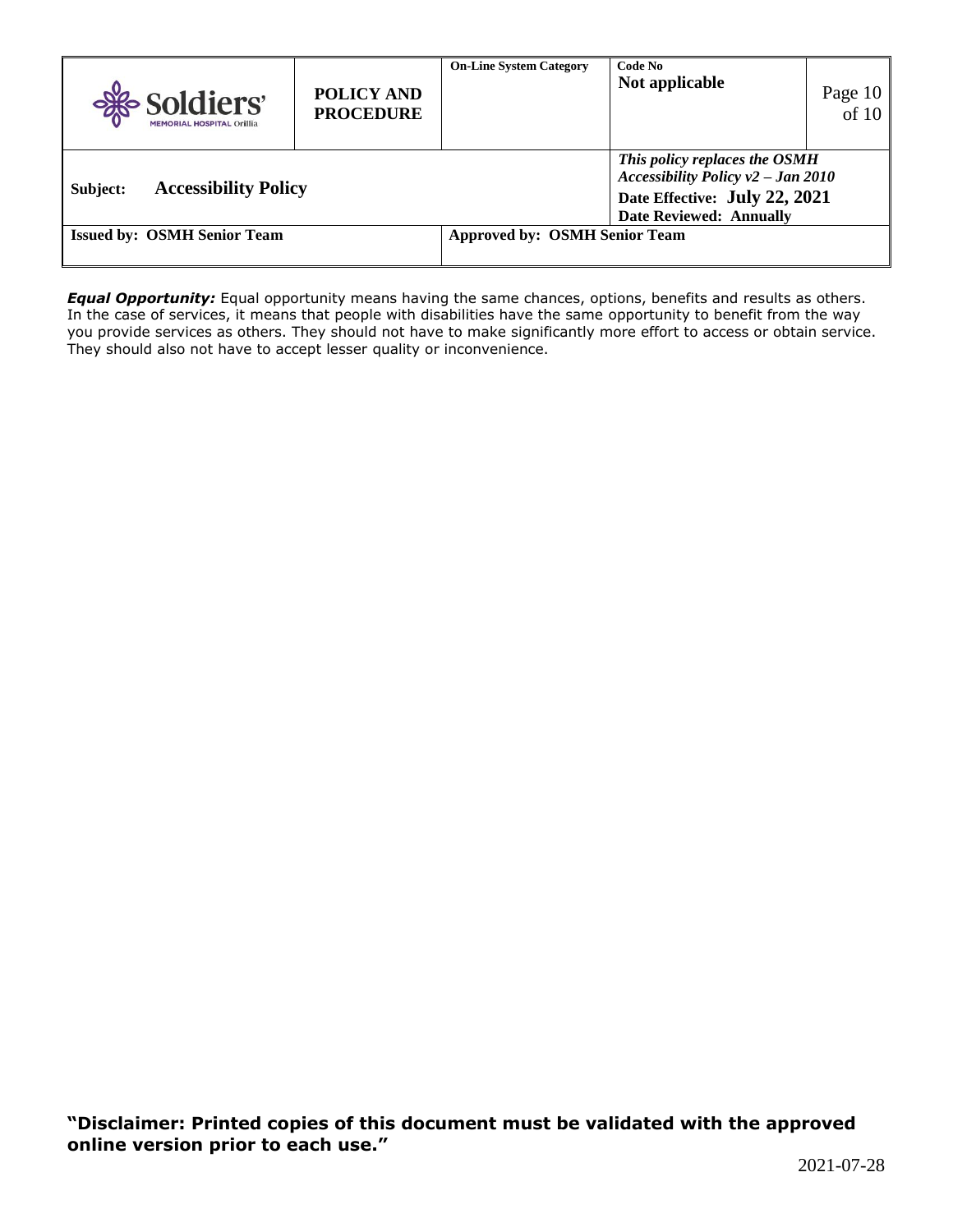***Equal Opportunity:*** Equal opportunity means having the same chances, options, benefits and results as others. In the case of services, it means that people with disabilities have the same opportunity to benefit from the way you provide services as others. They should not have to make significantly more effort to access or obtain service. They should also not have to accept lesser quality or inconvenience.